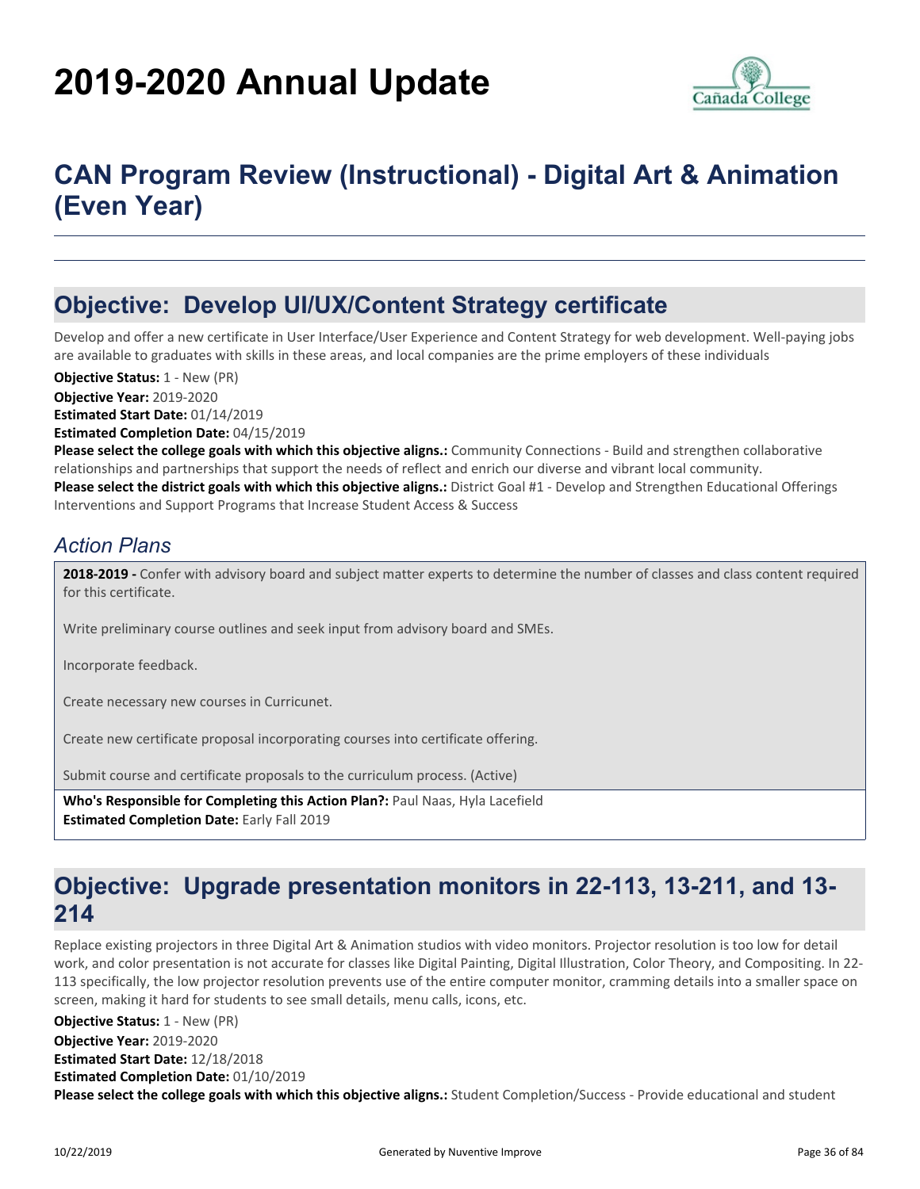# 2019-2020 Annual Update

## CAN Program Review (Instructional) - Digital Art & Animation (Even Year)

## Objective: Develop UI/UX/Content Strategy certificate

Develop and offer a new certificate in User Interface/User Experience and Content Strategy for web development. Well-paying jobs are available to graduates with skills in these areas, and local companies are the prime employers of these individuals

**Objective Status:** 1 - New (PR)
**Objective Year:** 2019-2020
**Estimated Start Date:** 01/14/2019
**Estimated Completion Date:** 04/15/2019
**Please select the college goals with which this objective aligns.:** Community Connections - Build and strengthen collaborative relationships and partnerships that support the needs of reflect and enrich our diverse and vibrant local community.
**Please select the district goals with which this objective aligns.:** District Goal #1 - Develop and Strengthen Educational Offerings Interventions and Support Programs that Increase Student Access & Success

### *Action Plans*

**2018-2019 -** Confer with advisory board and subject matter experts to determine the number of classes and class content required for this certificate.

Write preliminary course outlines and seek input from advisory board and SMEs.

Incorporate feedback.

Create necessary new courses in Curricunet.

Create new certificate proposal incorporating courses into certificate offering.

Submit course and certificate proposals to the curriculum process. (Active)

**Who's Responsible for Completing this Action Plan?:** Paul Naas, Hyla Lacefield
**Estimated Completion Date:** Early Fall 2019

## Objective: Upgrade presentation monitors in 22-113, 13-211, and 13-214

Replace existing projectors in three Digital Art & Animation studios with video monitors. Projector resolution is too low for detail work, and color presentation is not accurate for classes like Digital Painting, Digital Illustration, Color Theory, and Compositing. In 22-113 specifically, the low projector resolution prevents use of the entire computer monitor, cramming details into a smaller space on screen, making it hard for students to see small details, menu calls, icons, etc.

**Objective Status:** 1 - New (PR)
**Objective Year:** 2019-2020
**Estimated Start Date:** 12/18/2018
**Estimated Completion Date:** 01/10/2019
**Please select the college goals with which this objective aligns.:** Student Completion/Success - Provide educational and student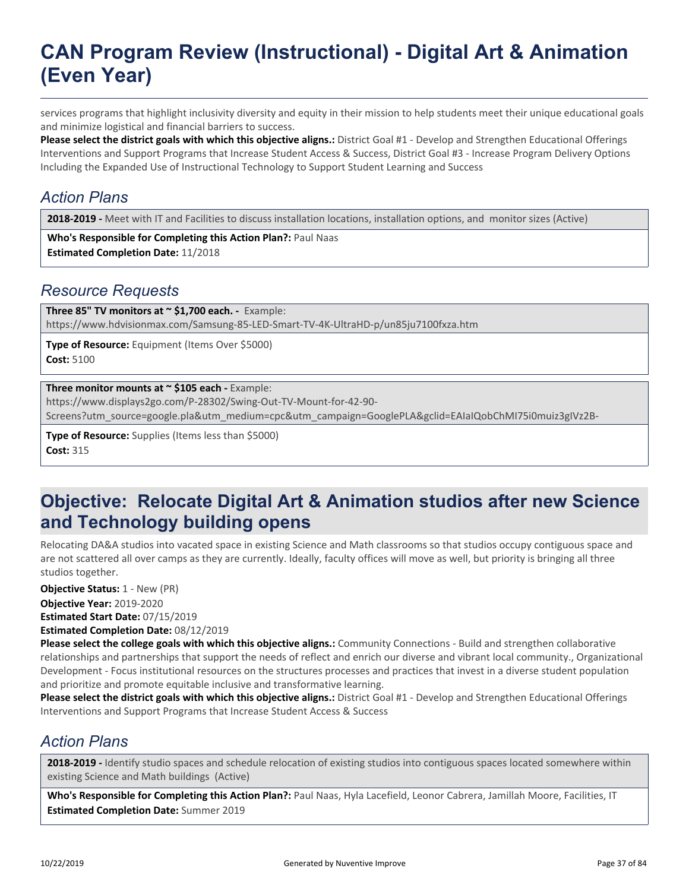services programs that highlight inclusivity diversity and equity in their mission to help students meet their unique educational goals and minimize logistical and financial barriers to success.

**Please select the district goals with which this objective aligns.:** District Goal #1 - Develop and Strengthen Educational Offerings Interventions and Support Programs that Increase Student Access & Success, District Goal #3 - Increase Program Delivery Options Including the Expanded Use of Instructional Technology to Support Student Learning and Success

## *Action Plans*

**2018-2019 -** Meet with IT and Facilities to discuss installation locations, installation options, and monitor sizes (Active)

**Who's Responsible for Completing this Action Plan?:** Paul Naas
**Estimated Completion Date:** 11/2018

## *Resource Requests*

**Three 85" TV monitors at ~ $1,700 each. -** Example: https://www.hdvisionmax.com/Samsung-85-LED-Smart-TV-4K-UltraHD-p/un85ju7100fxza.htm

**Type of Resource:** Equipment (Items Over $5000)
**Cost:** 5100

**Three monitor mounts at ~ $105 each -** Example: https://www.displays2go.com/P-28302/Swing-Out-TV-Mount-for-42-90-Screens?utm_source=google.pla&utm_medium=cpc&utm_campaign=GooglePLA&gclid=EAIaIQobChMI75i0muiz3gIVz2B-

**Type of Resource:** Supplies (Items less than $5000)
**Cost:** 315

# Objective: Relocate Digital Art & Animation studios after new Science and Technology building opens

Relocating DA&A studios into vacated space in existing Science and Math classrooms so that studios occupy contiguous space and are not scattered all over camps as they are currently. Ideally, faculty offices will move as well, but priority is bringing all three studios together.

**Objective Status:** 1 - New (PR)
**Objective Year:** 2019-2020
**Estimated Start Date:** 07/15/2019
**Estimated Completion Date:** 08/12/2019
**Please select the college goals with which this objective aligns.:** Community Connections - Build and strengthen collaborative relationships and partnerships that support the needs of reflect and enrich our diverse and vibrant local community., Organizational Development - Focus institutional resources on the structures processes and practices that invest in a diverse student population and prioritize and promote equitable inclusive and transformative learning.
**Please select the district goals with which this objective aligns.:** District Goal #1 - Develop and Strengthen Educational Offerings Interventions and Support Programs that Increase Student Access & Success

## *Action Plans*

**2018-2019 -** Identify studio spaces and schedule relocation of existing studios into contiguous spaces located somewhere within existing Science and Math buildings (Active)

**Who's Responsible for Completing this Action Plan?:** Paul Naas, Hyla Lacefield, Leonor Cabrera, Jamillah Moore, Facilities, IT
**Estimated Completion Date:** Summer 2019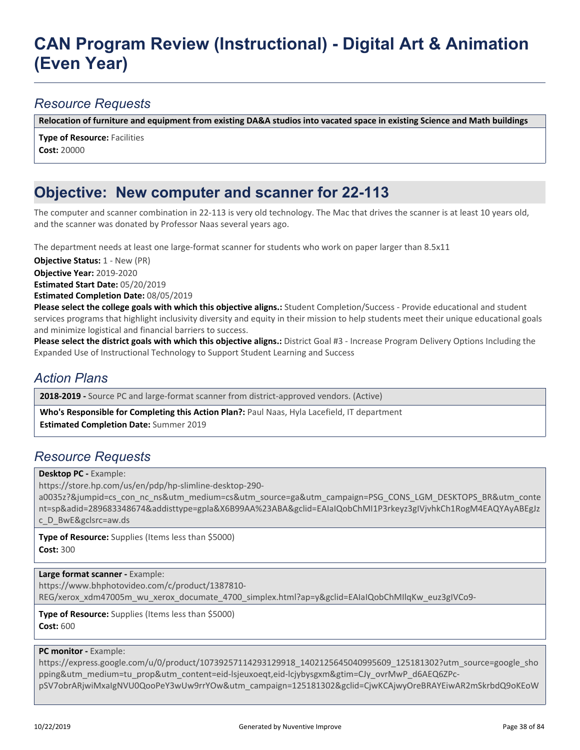# CAN Program Review (Instructional) - Digital Art & Animation (Even Year)

## *Resource Requests*

**Relocation of furniture and equipment from existing DA&A studios into vacated space in existing Science and Math buildings**

**Type of Resource:** Facilities
**Cost:** 20000

## Objective: New computer and scanner for 22-113

The computer and scanner combination in 22-113 is very old technology. The Mac that drives the scanner is at least 10 years old, and the scanner was donated by Professor Naas several years ago.

The department needs at least one large-format scanner for students who work on paper larger than 8.5x11

**Objective Status:** 1 - New (PR)
**Objective Year:** 2019-2020
**Estimated Start Date:** 05/20/2019
**Estimated Completion Date:** 08/05/2019
**Please select the college goals with which this objective aligns.:** Student Completion/Success - Provide educational and student services programs that highlight inclusivity diversity and equity in their mission to help students meet their unique educational goals and minimize logistical and financial barriers to success.
**Please select the district goals with which this objective aligns.:** District Goal #3 - Increase Program Delivery Options Including the Expanded Use of Instructional Technology to Support Student Learning and Success

## *Action Plans*

**2018-2019 -** Source PC and large-format scanner from district-approved vendors. (Active)

**Who's Responsible for Completing this Action Plan?:** Paul Naas, Hyla Lacefield, IT department
**Estimated Completion Date:** Summer 2019

## *Resource Requests*

**Desktop PC -** Example:
https://store.hp.com/us/en/pdp/hp-slimline-desktop-290-a0035z?&jumpid=cs_con_nc_ns&utm_medium=cs&utm_source=ga&utm_campaign=PSG_CONS_LGM_DESKTOPS_BR&utm_content=sp&adid=289683348674&addisttype=gpla&X6B99AA%23ABA&gclid=EAIaIQobChMI1P3rkeyz3gIVjvhkCh1RogM4EAQYAyABEgJzc_D_BwE&gclsrc=aw.ds

**Type of Resource:** Supplies (Items less than $5000)
**Cost:** 300

**Large format scanner -** Example:
https://www.bhphotovideo.com/c/product/1387810-REG/xerox_xdm47005m_wu_xerox_documate_4700_simplex.html?ap=y&gclid=EAIaIQobChMIlqKw_euz3gIVCo9-

**Type of Resource:** Supplies (Items less than $5000)
**Cost:** 600

**PC monitor -** Example:
https://express.google.com/u/0/product/10739257114293129918_1402125645040995609_125181302?utm_source=google_shopping&utm_medium=tu_prop&utm_content=eid-lsjeuxoeqt,eid-lcjybysgxm&gtim=CJy_ovrMwP_d6AEQ6ZPc-pSV7obrARjwiMxaIgNVU0QooPeY3wUw9rrYOw&utm_campaign=125181302&gclid=CjwKCAjwyOreBRAYEiwAR2mSkrbdQ9oKEoW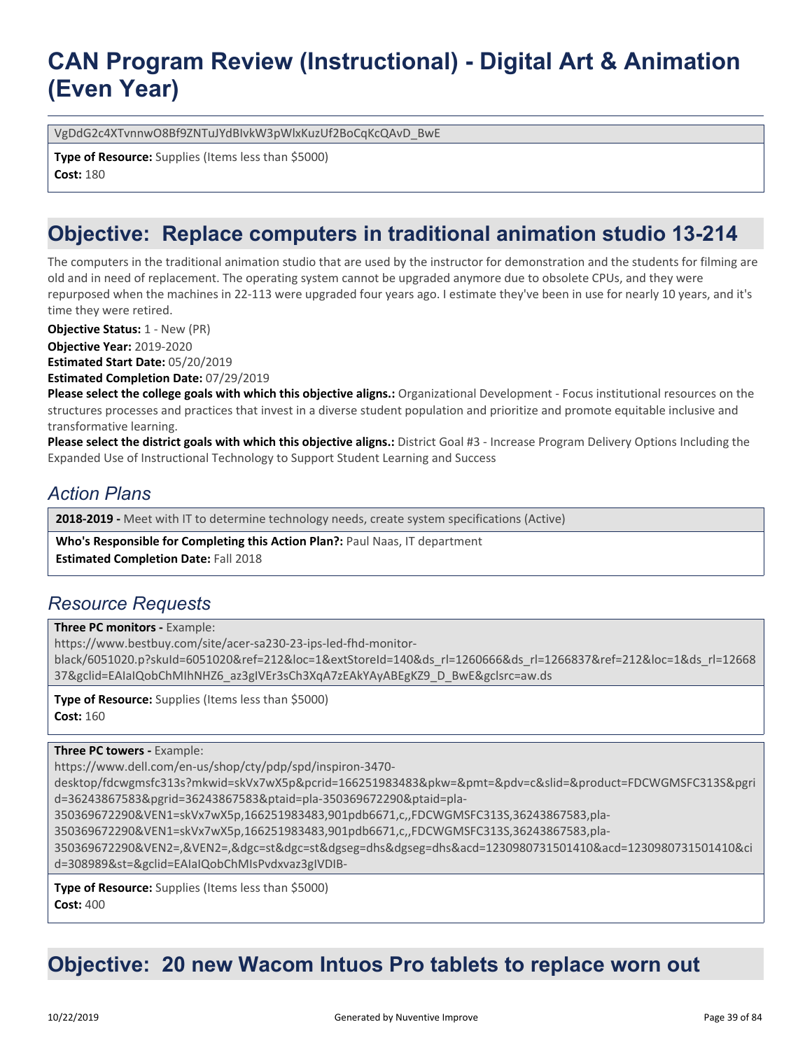VgDdG2c4XTvnnwO8Bf9ZNTuJYdBlvkW3pWlxKuzUf2BoCqKcQAvD_BwE

**Type of Resource:** Supplies (Items less than $5000)
**Cost:** 180

## Objective: Replace computers in traditional animation studio 13-214

The computers in the traditional animation studio that are used by the instructor for demonstration and the students for filming are old and in need of replacement. The operating system cannot be upgraded anymore due to obsolete CPUs, and they were repurposed when the machines in 22-113 were upgraded four years ago. I estimate they've been in use for nearly 10 years, and it's time they were retired.

**Objective Status:** 1 - New (PR)
**Objective Year:** 2019-2020
**Estimated Start Date:** 05/20/2019
**Estimated Completion Date:** 07/29/2019
**Please select the college goals with which this objective aligns.:** Organizational Development - Focus institutional resources on the structures processes and practices that invest in a diverse student population and prioritize and promote equitable inclusive and transformative learning.
**Please select the district goals with which this objective aligns.:** District Goal #3 - Increase Program Delivery Options Including the Expanded Use of Instructional Technology to Support Student Learning and Success

### *Action Plans*

**2018-2019 -** Meet with IT to determine technology needs, create system specifications (Active)

**Who's Responsible for Completing this Action Plan?:** Paul Naas, IT department
**Estimated Completion Date:** Fall 2018

### *Resource Requests*

**Three PC monitors -** Example:
https://www.bestbuy.com/site/acer-sa230-23-ips-led-fhd-monitor-black/6051020.p?skuId=6051020&ref=212&loc=1&extStoreId=140&ds_rl=1260666&ds_rl=1266837&ref=212&loc=1&ds_rl=1266837&gclid=EAIaIQobChMIhNHZ6_az3gIVEr3sCh3XqA7zEAkYAyABEgKZ9_D_BwE&gclsrc=aw.ds

**Type of Resource:** Supplies (Items less than $5000)
**Cost:** 160

**Three PC towers -** Example:
https://www.dell.com/en-us/shop/cty/pdp/spd/inspiron-3470-desktop/fdcwgmsfc313s?mkwid=skVx7wX5p&pcrid=166251983483&pkw=&pmt=&pdv=c&slid=&product=FDCWGMSFC313S&pgrid=36243867583&pgrid=36243867583&ptaid=pla-350369672290&ptaid=pla-350369672290&VEN1=skVx7wX5p,166251983483,901pdb6671,c,,FDCWGMSFC313S,36243867583,pla-350369672290&VEN1=skVx7wX5p,166251983483,901pdb6671,c,,FDCWGMSFC313S,36243867583,pla-350369672290&VEN2=,&VEN2=,&dgc=st&dgc=st&dgseg=dhs&dgseg=dhs&acd=1230980731501410&acd=1230980731501410&cid=308989&st=&gclid=EAIaIQobChMIsPvdxvaz3gIVDIB-

**Type of Resource:** Supplies (Items less than $5000)
**Cost:** 400

## Objective: 20 new Wacom Intuos Pro tablets to replace worn out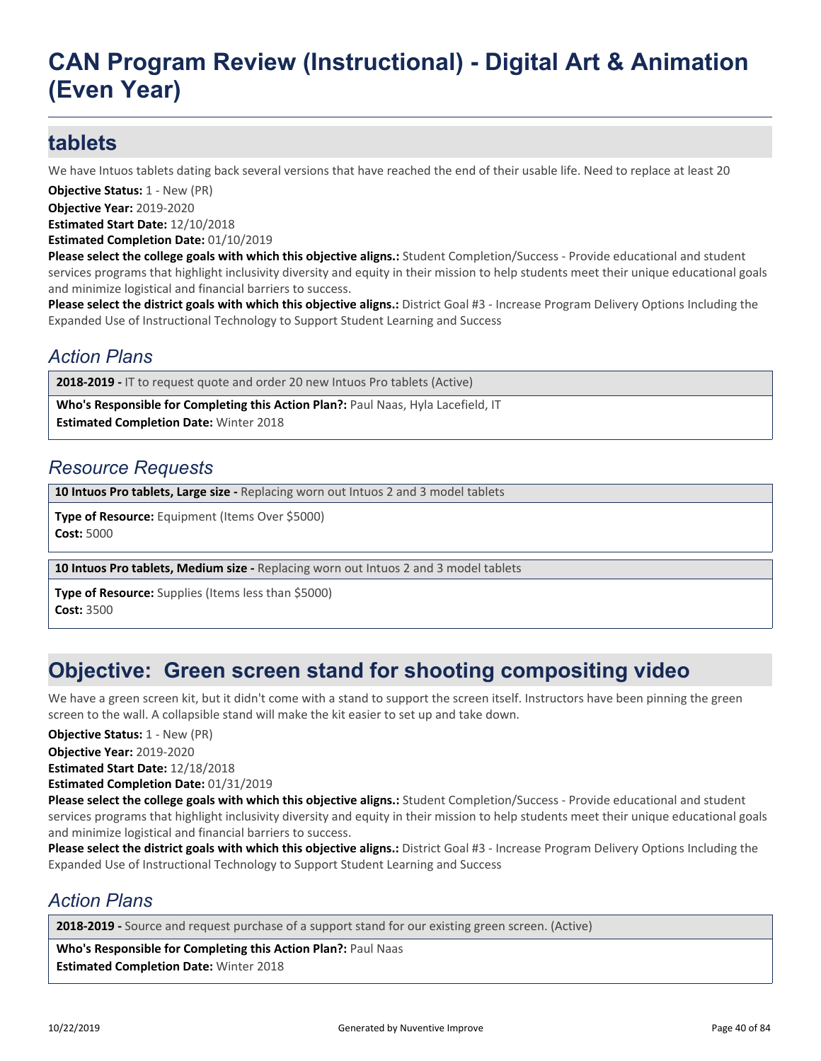# CAN Program Review (Instructional) - Digital Art & Animation (Even Year)

## tablets

We have Intuos tablets dating back several versions that have reached the end of their usable life. Need to replace at least 20

**Objective Status:** 1 - New (PR)
**Objective Year:** 2019-2020
**Estimated Start Date:** 12/10/2018
**Estimated Completion Date:** 01/10/2019
**Please select the college goals with which this objective aligns.:** Student Completion/Success - Provide educational and student services programs that highlight inclusivity diversity and equity in their mission to help students meet their unique educational goals and minimize logistical and financial barriers to success.
**Please select the district goals with which this objective aligns.:** District Goal #3 - Increase Program Delivery Options Including the Expanded Use of Instructional Technology to Support Student Learning and Success

### *Action Plans*

**2018-2019 -** IT to request quote and order 20 new Intuos Pro tablets (Active)

**Who's Responsible for Completing this Action Plan?:** Paul Naas, Hyla Lacefield, IT
**Estimated Completion Date:** Winter 2018

### *Resource Requests*

**10 Intuos Pro tablets, Large size -** Replacing worn out Intuos 2 and 3 model tablets

**Type of Resource:** Equipment (Items Over $5000)
**Cost:** 5000

**10 Intuos Pro tablets, Medium size -** Replacing worn out Intuos 2 and 3 model tablets

**Type of Resource:** Supplies (Items less than $5000)
**Cost:** 3500

## Objective: Green screen stand for shooting compositing video

We have a green screen kit, but it didn't come with a stand to support the screen itself. Instructors have been pinning the green screen to the wall. A collapsible stand will make the kit easier to set up and take down.

**Objective Status:** 1 - New (PR)
**Objective Year:** 2019-2020
**Estimated Start Date:** 12/18/2018
**Estimated Completion Date:** 01/31/2019
**Please select the college goals with which this objective aligns.:** Student Completion/Success - Provide educational and student services programs that highlight inclusivity diversity and equity in their mission to help students meet their unique educational goals and minimize logistical and financial barriers to success.
**Please select the district goals with which this objective aligns.:** District Goal #3 - Increase Program Delivery Options Including the Expanded Use of Instructional Technology to Support Student Learning and Success

### *Action Plans*

**2018-2019 -** Source and request purchase of a support stand for our existing green screen. (Active)

**Who's Responsible for Completing this Action Plan?:** Paul Naas
**Estimated Completion Date:** Winter 2018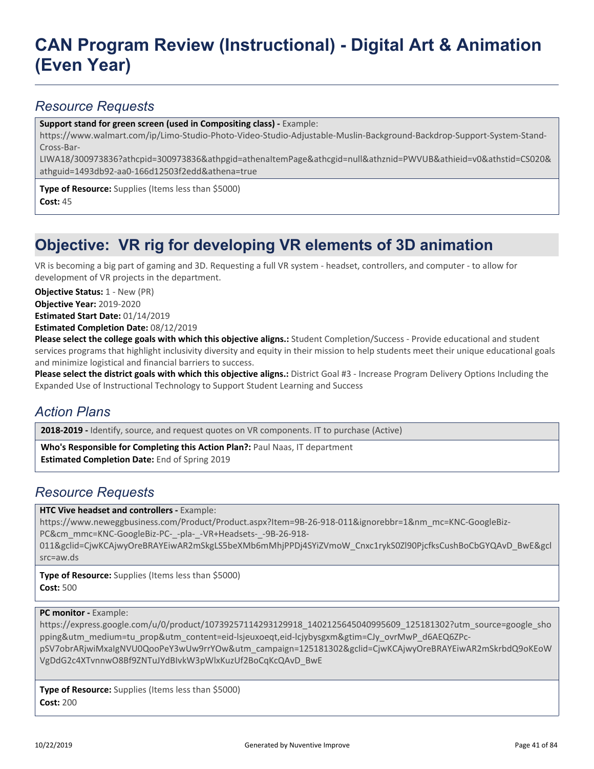# CAN Program Review (Instructional) - Digital Art & Animation (Even Year)

## *Resource Requests*

**Support stand for green screen (used in Compositing class) -** Example: https://www.walmart.com/ip/Limo-Studio-Photo-Video-Studio-Adjustable-Muslin-Background-Backdrop-Support-System-Stand-Cross-Bar-LIWA18/300973836?athcpid=300973836&athpgid=athenaItemPage&athcgid=null&athznid=PWVUB&athieid=v0&athstid=CS020&athguid=1493db92-aa0-166d12503f2edd&athena=true

**Type of Resource:** Supplies (Items less than $5000)
**Cost:** 45

## Objective: VR rig for developing VR elements of 3D animation

VR is becoming a big part of gaming and 3D. Requesting a full VR system - headset, controllers, and computer - to allow for development of VR projects in the department.

**Objective Status:** 1 - New (PR)
**Objective Year:** 2019-2020
**Estimated Start Date:** 01/14/2019
**Estimated Completion Date:** 08/12/2019
**Please select the college goals with which this objective aligns.:** Student Completion/Success - Provide educational and student services programs that highlight inclusivity diversity and equity in their mission to help students meet their unique educational goals and minimize logistical and financial barriers to success.
**Please select the district goals with which this objective aligns.:** District Goal #3 - Increase Program Delivery Options Including the Expanded Use of Instructional Technology to Support Student Learning and Success

## *Action Plans*

**2018-2019 -** Identify, source, and request quotes on VR components. IT to purchase (Active)

**Who's Responsible for Completing this Action Plan?:** Paul Naas, IT department
**Estimated Completion Date:** End of Spring 2019

## *Resource Requests*

**HTC Vive headset and controllers -** Example: https://www.neweggbusiness.com/Product/Product.aspx?Item=9B-26-918-011&ignorebbr=1&nm_mc=KNC-GoogleBiz-PC&cm_mmc=KNC-GoogleBiz-PC-_-pla-_-VR+Headsets-_-9B-26-918-011&gclid=CjwKCAjwyOreBRAYEiwAR2mSkgLS5beXMb6mMhjPPDj4SYiZVmoW_Cnxc1rykS0Zl90PjcfksCushBoCbGYQAvD_BwE&gclsrc=aw.ds

**Type of Resource:** Supplies (Items less than $5000)
**Cost:** 500

**PC monitor -** Example: https://express.google.com/u/0/product/10739257114293129918_1402125645040995609_125181302?utm_source=google_shopping&utm_medium=tu_prop&utm_content=eid-lsjeuxoeqt,eid-lcjybysgxm&gtim=CJy_ovrMwP_d6AEQ6ZPc-pSV7obrARjwiMxaIgNVU0QooPeY3wUw9rrYOw&utm_campaign=125181302&gclid=CjwKCAjwyOreBRAYEiwAR2mSkrbdQ9oKEoWVgDdG2c4XTvnnwO8Bf9ZNTuJYdBIvkW3pWlxKuzUf2BoCqKcQAvD_BwE

**Type of Resource:** Supplies (Items less than $5000)
**Cost:** 200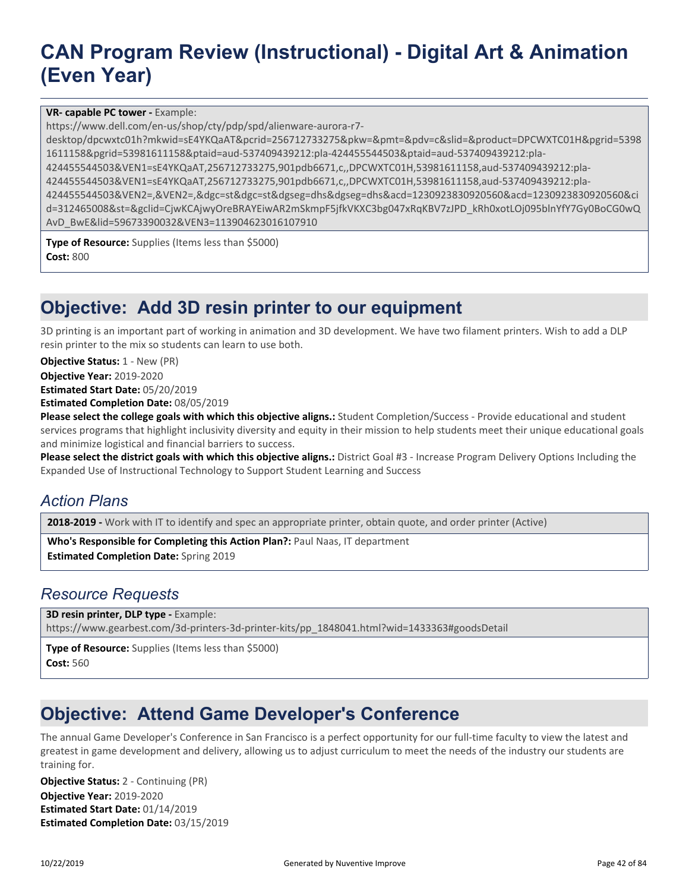**VR- capable PC tower -** Example: https://www.dell.com/en-us/shop/cty/pdp/spd/alienware-aurora-r7-desktop/dpcwxtc01h?mkwid=sE4YKQaAT&pcrid=256712733275&pkw=&pmt=&pdv=c&slid=&product=DPCWXTC01H&pgrid=53981611158&pgrid=53981611158&ptaid=aud-537409439212:pla-424455544503&ptaid=aud-537409439212:pla-424455544503&VEN1=sE4YKQaAT,256712733275,901pdb6671,c,,DPCWXTC01H,53981611158,aud-537409439212:pla-424455544503&VEN1=sE4YKQaAT,256712733275,901pdb6671,c,,DPCWXTC01H,53981611158,aud-537409439212:pla-424455544503&VEN2=,&VEN2=,&dgc=st&dgc=st&dgseg=dhs&dgseg=dhs&acd=1230923830920560&acd=1230923830920560&cid=312465008&st=&gclid=CjwKCAjwyOreBRAYEiwAR2mSkmpF5jfkVKXC3bg047xRqKBV7zJPD_kRh0xotLOj095blnYfY7Gy0BoCG0wQAvD_BwE&lid=59673390032&VEN3=113904623016107910

**Type of Resource:** Supplies (Items less than $5000)
**Cost:** 800

## Objective: Add 3D resin printer to our equipment

3D printing is an important part of working in animation and 3D development. We have two filament printers. Wish to add a DLP resin printer to the mix so students can learn to use both.

**Objective Status:** 1 - New (PR)
**Objective Year:** 2019-2020
**Estimated Start Date:** 05/20/2019
**Estimated Completion Date:** 08/05/2019
**Please select the college goals with which this objective aligns.:** Student Completion/Success - Provide educational and student services programs that highlight inclusivity diversity and equity in their mission to help students meet their unique educational goals and minimize logistical and financial barriers to success.
**Please select the district goals with which this objective aligns.:** District Goal #3 - Increase Program Delivery Options Including the Expanded Use of Instructional Technology to Support Student Learning and Success

### *Action Plans*

**2018-2019 -** Work with IT to identify and spec an appropriate printer, obtain quote, and order printer (Active)

**Who's Responsible for Completing this Action Plan?:** Paul Naas, IT department
**Estimated Completion Date:** Spring 2019

### *Resource Requests*

**3D resin printer, DLP type -** Example: https://www.gearbest.com/3d-printers-3d-printer-kits/pp_1848041.html?wid=1433363#goodsDetail

**Type of Resource:** Supplies (Items less than $5000)
**Cost:** 560

## Objective: Attend Game Developer's Conference

The annual Game Developer's Conference in San Francisco is a perfect opportunity for our full-time faculty to view the latest and greatest in game development and delivery, allowing us to adjust curriculum to meet the needs of the industry our students are training for.

**Objective Status:** 2 - Continuing (PR)
**Objective Year:** 2019-2020
**Estimated Start Date:** 01/14/2019
**Estimated Completion Date:** 03/15/2019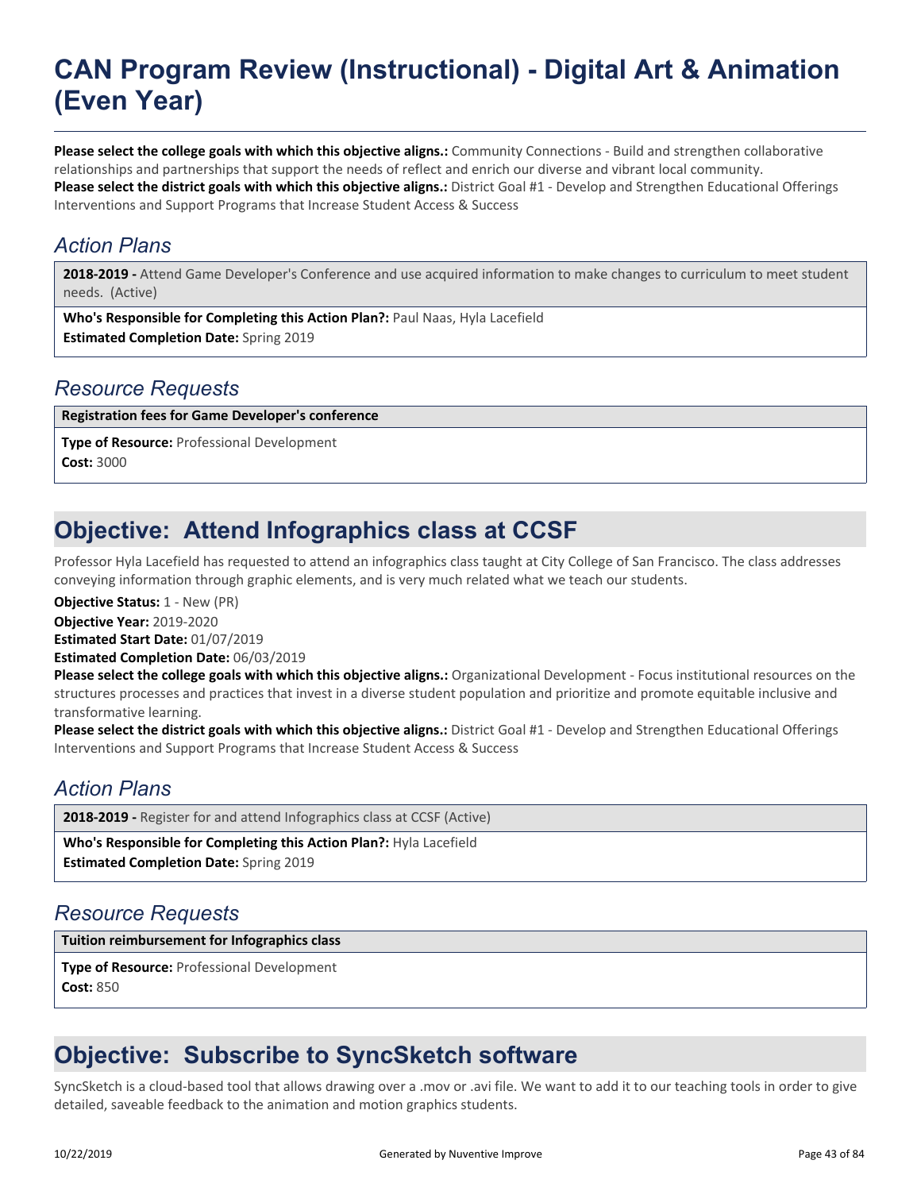**Please select the college goals with which this objective aligns.:** Community Connections - Build and strengthen collaborative relationships and partnerships that support the needs of reflect and enrich our diverse and vibrant local community.
**Please select the district goals with which this objective aligns.:** District Goal #1 - Develop and Strengthen Educational Offerings Interventions and Support Programs that Increase Student Access & Success

## *Action Plans*

**2018-2019 -** Attend Game Developer's Conference and use acquired information to make changes to curriculum to meet student needs. (Active)

**Who's Responsible for Completing this Action Plan?:** Paul Naas, Hyla Lacefield
**Estimated Completion Date:** Spring 2019

## *Resource Requests*

**Registration fees for Game Developer's conference**

**Type of Resource:** Professional Development
**Cost:** 3000

# Objective: Attend Infographics class at CCSF

Professor Hyla Lacefield has requested to attend an infographics class taught at City College of San Francisco. The class addresses conveying information through graphic elements, and is very much related what we teach our students.

**Objective Status:** 1 - New (PR)
**Objective Year:** 2019-2020
**Estimated Start Date:** 01/07/2019
**Estimated Completion Date:** 06/03/2019
**Please select the college goals with which this objective aligns.:** Organizational Development - Focus institutional resources on the structures processes and practices that invest in a diverse student population and prioritize and promote equitable inclusive and transformative learning.
**Please select the district goals with which this objective aligns.:** District Goal #1 - Develop and Strengthen Educational Offerings Interventions and Support Programs that Increase Student Access & Success

## *Action Plans*

**2018-2019 -** Register for and attend Infographics class at CCSF (Active)

**Who's Responsible for Completing this Action Plan?:** Hyla Lacefield
**Estimated Completion Date:** Spring 2019

## *Resource Requests*

**Tuition reimbursement for Infographics class**

**Type of Resource:** Professional Development
**Cost:** 850

# Objective: Subscribe to SyncSketch software

SyncSketch is a cloud-based tool that allows drawing over a .mov or .avi file. We want to add it to our teaching tools in order to give detailed, saveable feedback to the animation and motion graphics students.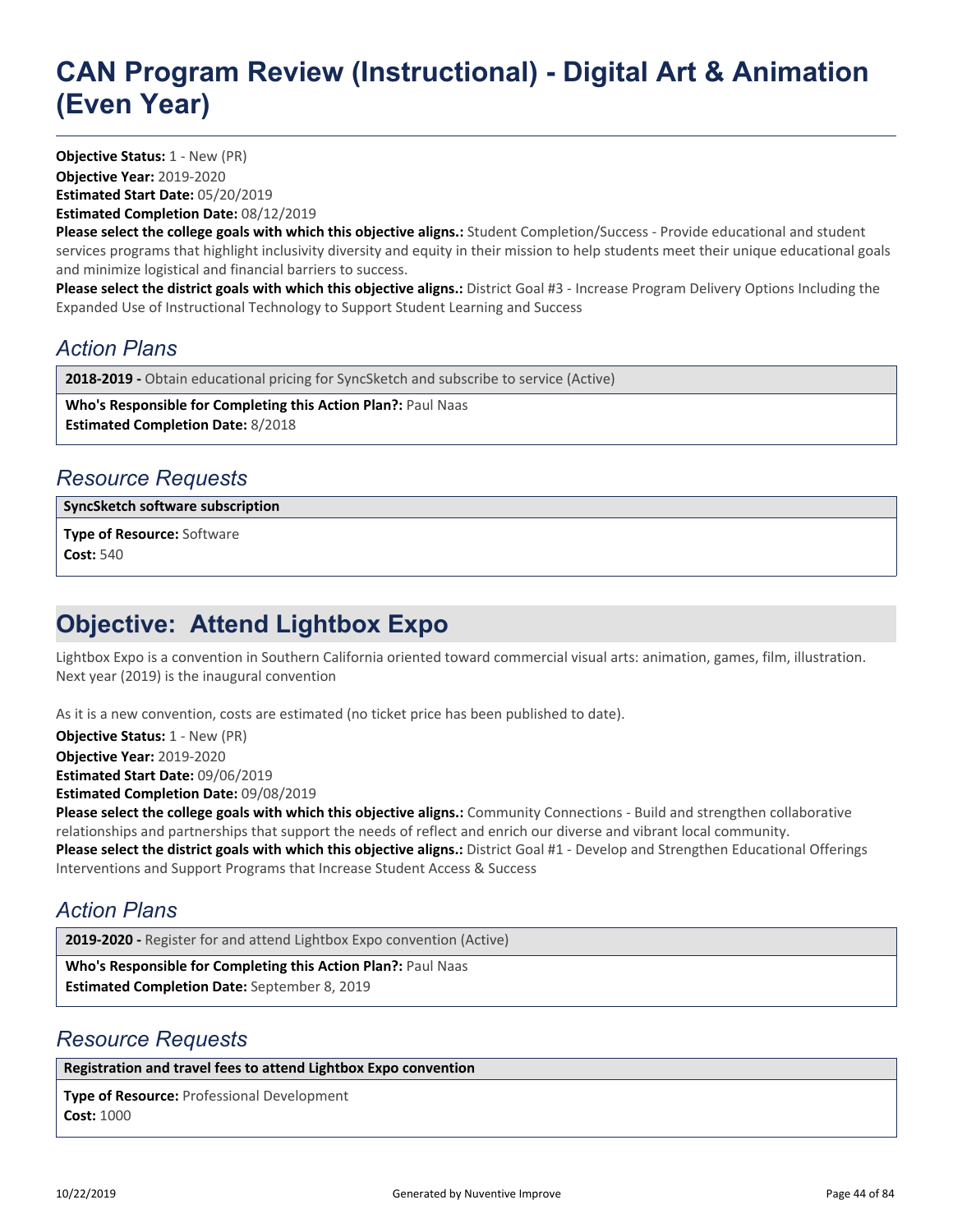# CAN Program Review (Instructional) - Digital Art & Animation (Even Year)

**Objective Status:** 1 - New (PR)
**Objective Year:** 2019-2020
**Estimated Start Date:** 05/20/2019
**Estimated Completion Date:** 08/12/2019
**Please select the college goals with which this objective aligns.:** Student Completion/Success - Provide educational and student services programs that highlight inclusivity diversity and equity in their mission to help students meet their unique educational goals and minimize logistical and financial barriers to success.
**Please select the district goals with which this objective aligns.:** District Goal #3 - Increase Program Delivery Options Including the Expanded Use of Instructional Technology to Support Student Learning and Success

### *Action Plans*

**2018-2019 -** Obtain educational pricing for SyncSketch and subscribe to service (Active)

**Who's Responsible for Completing this Action Plan?:** Paul Naas
**Estimated Completion Date:** 8/2018

### *Resource Requests*

**SyncSketch software subscription**

**Type of Resource:** Software
**Cost:** 540

## Objective: Attend Lightbox Expo

Lightbox Expo is a convention in Southern California oriented toward commercial visual arts: animation, games, film, illustration. Next year (2019) is the inaugural convention

As it is a new convention, costs are estimated (no ticket price has been published to date).

**Objective Status:** 1 - New (PR)
**Objective Year:** 2019-2020
**Estimated Start Date:** 09/06/2019
**Estimated Completion Date:** 09/08/2019
**Please select the college goals with which this objective aligns.:** Community Connections - Build and strengthen collaborative relationships and partnerships that support the needs of reflect and enrich our diverse and vibrant local community.
**Please select the district goals with which this objective aligns.:** District Goal #1 - Develop and Strengthen Educational Offerings Interventions and Support Programs that Increase Student Access & Success

### *Action Plans*

**2019-2020 -** Register for and attend Lightbox Expo convention (Active)

**Who's Responsible for Completing this Action Plan?:** Paul Naas
**Estimated Completion Date:** September 8, 2019

### *Resource Requests*

**Registration and travel fees to attend Lightbox Expo convention**

**Type of Resource:** Professional Development
**Cost:** 1000